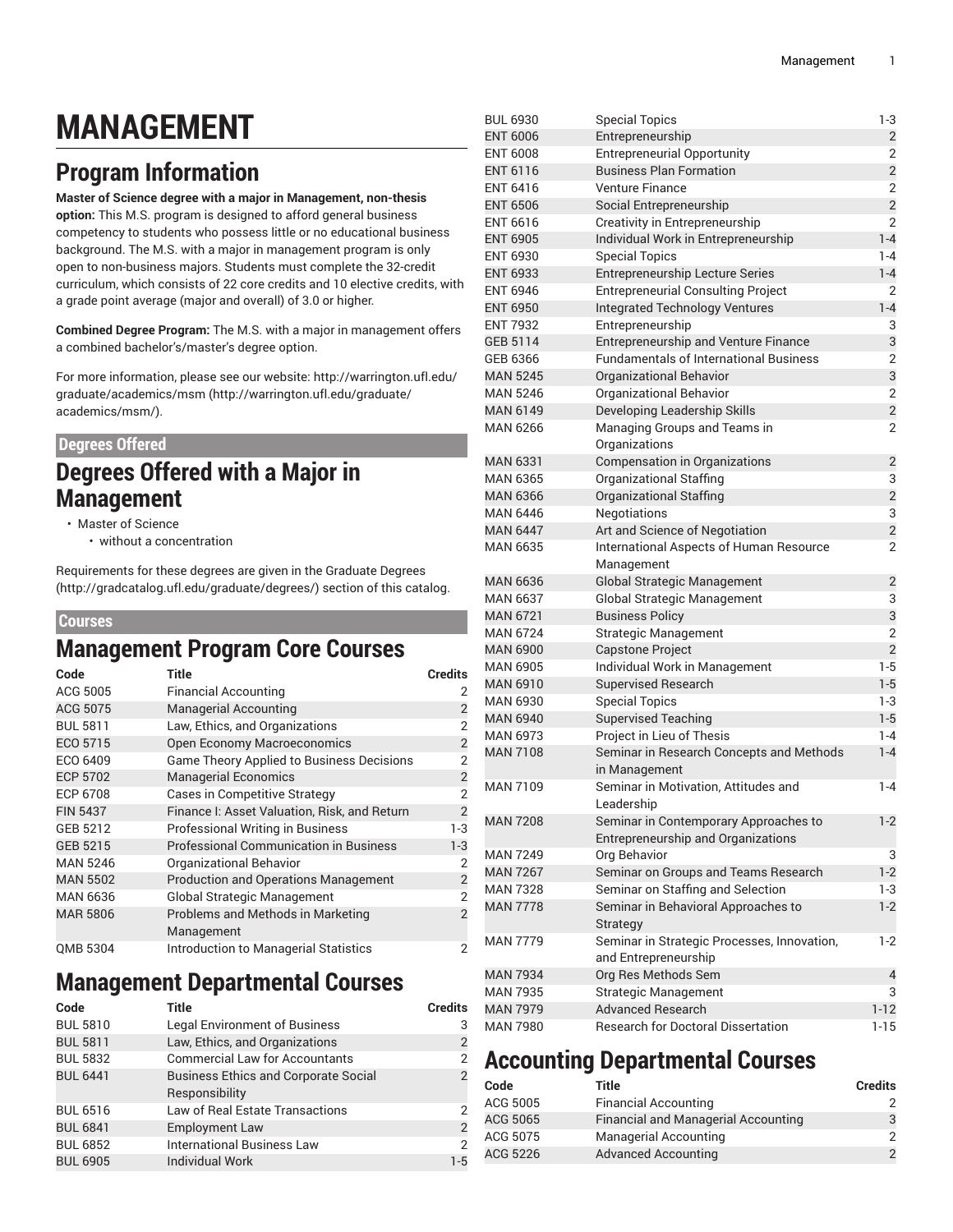# MANAGEMENT

## Program Information

**Master of Science degree with a major in Management, non-thesis option:** This M.S. program is designed to afford general business competency to students who possess little or no educational business background. The M.S. with a major in management program is only open to non-business majors. Students must complete the 32-credit curriculum, which consists of 22 core credits and 10 elective credits, with a grade point average (major and overall) of 3.0 or higher.

**Combined Degree Program:** The M.S. with a major in management offers a combined bachelor's/master's degree option.

For more information, please see our website: http://warrington.ufl.edu/graduate/academics/msm (http://warrington.ufl.edu/graduate/academics/msm/).

### Degrees Offered

## Degrees Offered with a Major in Management

- Master of Science
  - without a concentration

Requirements for these degrees are given in the Graduate Degrees (http://gradcatalog.ufl.edu/graduate/degrees/) section of this catalog.

### Courses

## Management Program Core Courses

| Code | Title | Credits |
|---|---|---|
| ACG 5005 | Financial Accounting | 2 |
| ACG 5075 | Managerial Accounting | 2 |
| BUL 5811 | Law, Ethics, and Organizations | 2 |
| ECO 5715 | Open Economy Macroeconomics | 2 |
| ECO 6409 | Game Theory Applied to Business Decisions | 2 |
| ECP 5702 | Managerial Economics | 2 |
| ECP 6708 | Cases in Competitive Strategy | 2 |
| FIN 5437 | Finance I: Asset Valuation, Risk, and Return | 2 |
| GEB 5212 | Professional Writing in Business | 1-3 |
| GEB 5215 | Professional Communication in Business | 1-3 |
| MAN 5246 | Organizational Behavior | 2 |
| MAN 5502 | Production and Operations Management | 2 |
| MAN 6636 | Global Strategic Management | 2 |
| MAR 5806 | Problems and Methods in Marketing Management | 2 |
| QMB 5304 | Introduction to Managerial Statistics | 2 |

## Management Departmental Courses

| Code | Title | Credits |
|---|---|---|
| BUL 5810 | Legal Environment of Business | 3 |
| BUL 5811 | Law, Ethics, and Organizations | 2 |
| BUL 5832 | Commercial Law for Accountants | 2 |
| BUL 6441 | Business Ethics and Corporate Social Responsibility | 2 |
| BUL 6516 | Law of Real Estate Transactions | 2 |
| BUL 6841 | Employment Law | 2 |
| BUL 6852 | International Business Law | 2 |
| BUL 6905 | Individual Work | 1-5 |
| BUL 6930 | Special Topics | 1-3 |
| ENT 6006 | Entrepreneurship | 2 |
| ENT 6008 | Entrepreneurial Opportunity | 2 |
| ENT 6116 | Business Plan Formation | 2 |
| ENT 6416 | Venture Finance | 2 |
| ENT 6506 | Social Entrepreneurship | 2 |
| ENT 6616 | Creativity in Entrepreneurship | 2 |
| ENT 6905 | Individual Work in Entrepreneurship | 1-4 |
| ENT 6930 | Special Topics | 1-4 |
| ENT 6933 | Entrepreneurship Lecture Series | 1-4 |
| ENT 6946 | Entrepreneurial Consulting Project | 2 |
| ENT 6950 | Integrated Technology Ventures | 1-4 |
| ENT 7932 | Entrepreneurship | 3 |
| GEB 5114 | Entrepreneurship and Venture Finance | 3 |
| GEB 6366 | Fundamentals of International Business | 2 |
| MAN 5245 | Organizational Behavior | 3 |
| MAN 5246 | Organizational Behavior | 2 |
| MAN 6149 | Developing Leadership Skills | 2 |
| MAN 6266 | Managing Groups and Teams in Organizations | 2 |
| MAN 6331 | Compensation in Organizations | 2 |
| MAN 6365 | Organizational Staffing | 3 |
| MAN 6366 | Organizational Staffing | 2 |
| MAN 6446 | Negotiations | 3 |
| MAN 6447 | Art and Science of Negotiation | 2 |
| MAN 6635 | International Aspects of Human Resource Management | 2 |
| MAN 6636 | Global Strategic Management | 2 |
| MAN 6637 | Global Strategic Management | 3 |
| MAN 6721 | Business Policy | 3 |
| MAN 6724 | Strategic Management | 2 |
| MAN 6900 | Capstone Project | 2 |
| MAN 6905 | Individual Work in Management | 1-5 |
| MAN 6910 | Supervised Research | 1-5 |
| MAN 6930 | Special Topics | 1-3 |
| MAN 6940 | Supervised Teaching | 1-5 |
| MAN 6973 | Project in Lieu of Thesis | 1-4 |
| MAN 7108 | Seminar in Research Concepts and Methods in Management | 1-4 |
| MAN 7109 | Seminar in Motivation, Attitudes and Leadership | 1-4 |
| MAN 7208 | Seminar in Contemporary Approaches to Entrepreneurship and Organizations | 1-2 |
| MAN 7249 | Org Behavior | 3 |
| MAN 7267 | Seminar on Groups and Teams Research | 1-2 |
| MAN 7328 | Seminar on Staffing and Selection | 1-3 |
| MAN 7778 | Seminar in Behavioral Approaches to Strategy | 1-2 |
| MAN 7779 | Seminar in Strategic Processes, Innovation, and Entrepreneurship | 1-2 |
| MAN 7934 | Org Res Methods Sem | 4 |
| MAN 7935 | Strategic Management | 3 |
| MAN 7979 | Advanced Research | 1-12 |
| MAN 7980 | Research for Doctoral Dissertation | 1-15 |

## Accounting Departmental Courses

| Code | Title | Credits |
|---|---|---|
| ACG 5005 | Financial Accounting | 2 |
| ACG 5065 | Financial and Managerial Accounting | 3 |
| ACG 5075 | Managerial Accounting | 2 |
| ACG 5226 | Advanced Accounting | 2 |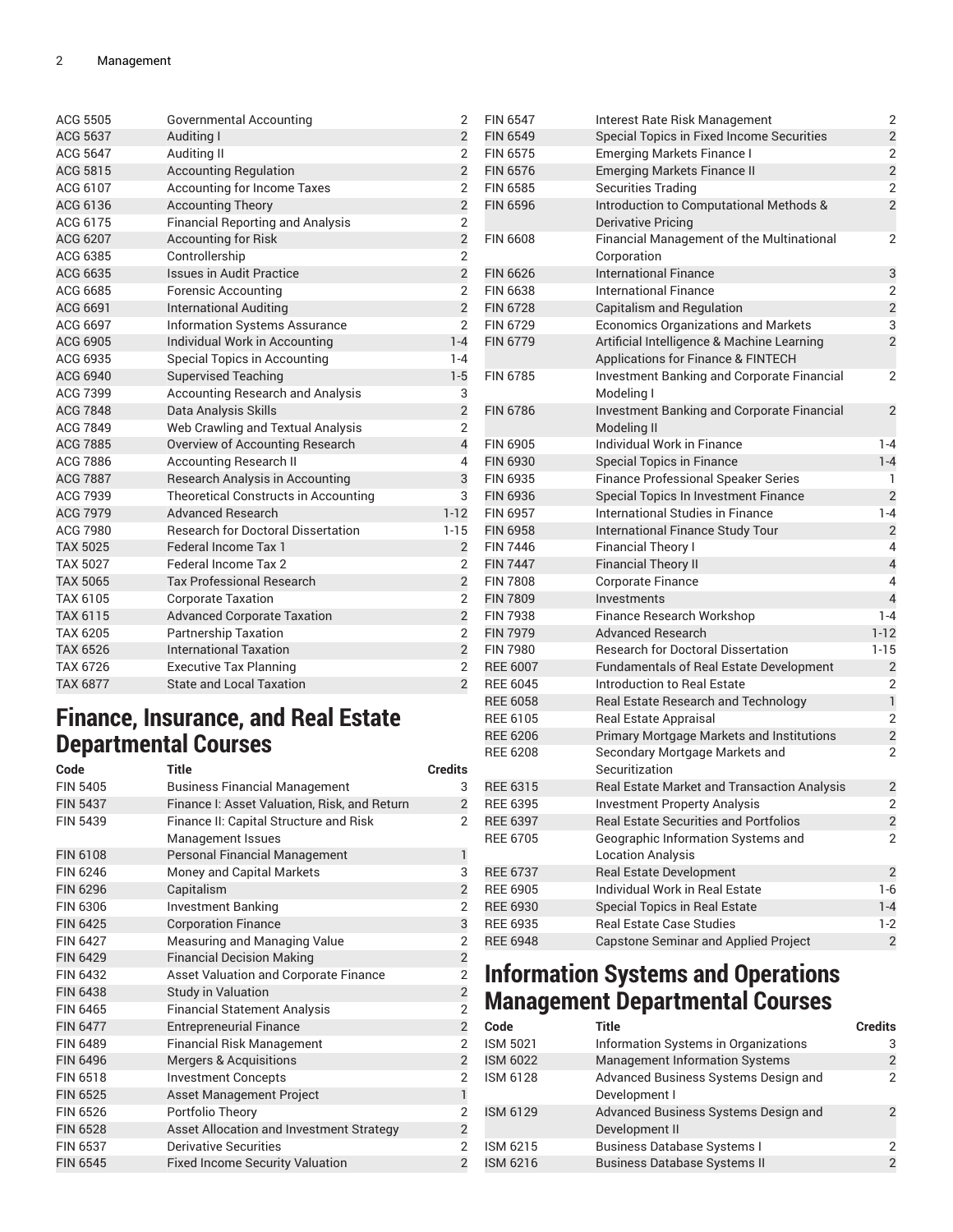| | | |
|---|---|---|
| ACG 5505 | Governmental Accounting | 2 |
| ACG 5637 | Auditing I | 2 |
| ACG 5647 | Auditing II | 2 |
| ACG 5815 | Accounting Regulation | 2 |
| ACG 6107 | Accounting for Income Taxes | 2 |
| ACG 6136 | Accounting Theory | 2 |
| ACG 6175 | Financial Reporting and Analysis | 2 |
| ACG 6207 | Accounting for Risk | 2 |
| ACG 6385 | Controllership | 2 |
| ACG 6635 | Issues in Audit Practice | 2 |
| ACG 6685 | Forensic Accounting | 2 |
| ACG 6691 | International Auditing | 2 |
| ACG 6697 | Information Systems Assurance | 2 |
| ACG 6905 | Individual Work in Accounting | 1-4 |
| ACG 6935 | Special Topics in Accounting | 1-4 |
| ACG 6940 | Supervised Teaching | 1-5 |
| ACG 7399 | Accounting Research and Analysis | 3 |
| ACG 7848 | Data Analysis Skills | 2 |
| ACG 7849 | Web Crawling and Textual Analysis | 2 |
| ACG 7885 | Overview of Accounting Research | 4 |
| ACG 7886 | Accounting Research II | 4 |
| ACG 7887 | Research Analysis in Accounting | 3 |
| ACG 7939 | Theoretical Constructs in Accounting | 3 |
| ACG 7979 | Advanced Research | 1-12 |
| ACG 7980 | Research for Doctoral Dissertation | 1-15 |
| TAX 5025 | Federal Income Tax 1 | 2 |
| TAX 5027 | Federal Income Tax 2 | 2 |
| TAX 5065 | Tax Professional Research | 2 |
| TAX 6105 | Corporate Taxation | 2 |
| TAX 6115 | Advanced Corporate Taxation | 2 |
| TAX 6205 | Partnership Taxation | 2 |
| TAX 6526 | International Taxation | 2 |
| TAX 6726 | Executive Tax Planning | 2 |
| TAX 6877 | State and Local Taxation | 2 |

## Finance, Insurance, and Real Estate Departmental Courses

| Code | Title | Credits |
|---|---|---|
| FIN 5405 | Business Financial Management | 3 |
| FIN 5437 | Finance I: Asset Valuation, Risk, and Return | 2 |
| FIN 5439 | Finance II: Capital Structure and Risk Management Issues | 2 |
| FIN 6108 | Personal Financial Management | 1 |
| FIN 6246 | Money and Capital Markets | 3 |
| FIN 6296 | Capitalism | 2 |
| FIN 6306 | Investment Banking | 2 |
| FIN 6425 | Corporation Finance | 3 |
| FIN 6427 | Measuring and Managing Value | 2 |
| FIN 6429 | Financial Decision Making | 2 |
| FIN 6432 | Asset Valuation and Corporate Finance | 2 |
| FIN 6438 | Study in Valuation | 2 |
| FIN 6465 | Financial Statement Analysis | 2 |
| FIN 6477 | Entrepreneurial Finance | 2 |
| FIN 6489 | Financial Risk Management | 2 |
| FIN 6496 | Mergers & Acquisitions | 2 |
| FIN 6518 | Investment Concepts | 2 |
| FIN 6525 | Asset Management Project | 1 |
| FIN 6526 | Portfolio Theory | 2 |
| FIN 6528 | Asset Allocation and Investment Strategy | 2 |
| FIN 6537 | Derivative Securities | 2 |
| FIN 6545 | Fixed Income Security Valuation | 2 |
| FIN 6547 | Interest Rate Risk Management | 2 |
| FIN 6549 | Special Topics in Fixed Income Securities | 2 |
| FIN 6575 | Emerging Markets Finance I | 2 |
| FIN 6576 | Emerging Markets Finance II | 2 |
| FIN 6585 | Securities Trading | 2 |
| FIN 6596 | Introduction to Computational Methods & Derivative Pricing | 2 |
| FIN 6608 | Financial Management of the Multinational Corporation | 2 |
| FIN 6626 | International Finance | 3 |
| FIN 6638 | International Finance | 2 |
| FIN 6728 | Capitalism and Regulation | 2 |
| FIN 6729 | Economics Organizations and Markets | 3 |
| FIN 6779 | Artificial Intelligence & Machine Learning Applications for Finance & FINTECH | 2 |
| FIN 6785 | Investment Banking and Corporate Financial Modeling I | 2 |
| FIN 6786 | Investment Banking and Corporate Financial Modeling II | 2 |
| FIN 6905 | Individual Work in Finance | 1-4 |
| FIN 6930 | Special Topics in Finance | 1-4 |
| FIN 6935 | Finance Professional Speaker Series | 1 |
| FIN 6936 | Special Topics In Investment Finance | 2 |
| FIN 6957 | International Studies in Finance | 1-4 |
| FIN 6958 | International Finance Study Tour | 2 |
| FIN 7446 | Financial Theory I | 4 |
| FIN 7447 | Financial Theory II | 4 |
| FIN 7808 | Corporate Finance | 4 |
| FIN 7809 | Investments | 4 |
| FIN 7938 | Finance Research Workshop | 1-4 |
| FIN 7979 | Advanced Research | 1-12 |
| FIN 7980 | Research for Doctoral Dissertation | 1-15 |
| REE 6007 | Fundamentals of Real Estate Development | 2 |
| REE 6045 | Introduction to Real Estate | 2 |
| REE 6058 | Real Estate Research and Technology | 1 |
| REE 6105 | Real Estate Appraisal | 2 |
| REE 6206 | Primary Mortgage Markets and Institutions | 2 |
| REE 6208 | Secondary Mortgage Markets and Securitization | 2 |
| REE 6315 | Real Estate Market and Transaction Analysis | 2 |
| REE 6395 | Investment Property Analysis | 2 |
| REE 6397 | Real Estate Securities and Portfolios | 2 |
| REE 6705 | Geographic Information Systems and Location Analysis | 2 |
| REE 6737 | Real Estate Development | 2 |
| REE 6905 | Individual Work in Real Estate | 1-6 |
| REE 6930 | Special Topics in Real Estate | 1-4 |
| REE 6935 | Real Estate Case Studies | 1-2 |
| REE 6948 | Capstone Seminar and Applied Project | 2 |

## Information Systems and Operations Management Departmental Courses

| Code | Title | Credits |
|---|---|---|
| ISM 5021 | Information Systems in Organizations | 3 |
| ISM 6022 | Management Information Systems | 2 |
| ISM 6128 | Advanced Business Systems Design and Development I | 2 |
| ISM 6129 | Advanced Business Systems Design and Development II | 2 |
| ISM 6215 | Business Database Systems I | 2 |
| ISM 6216 | Business Database Systems II | 2 |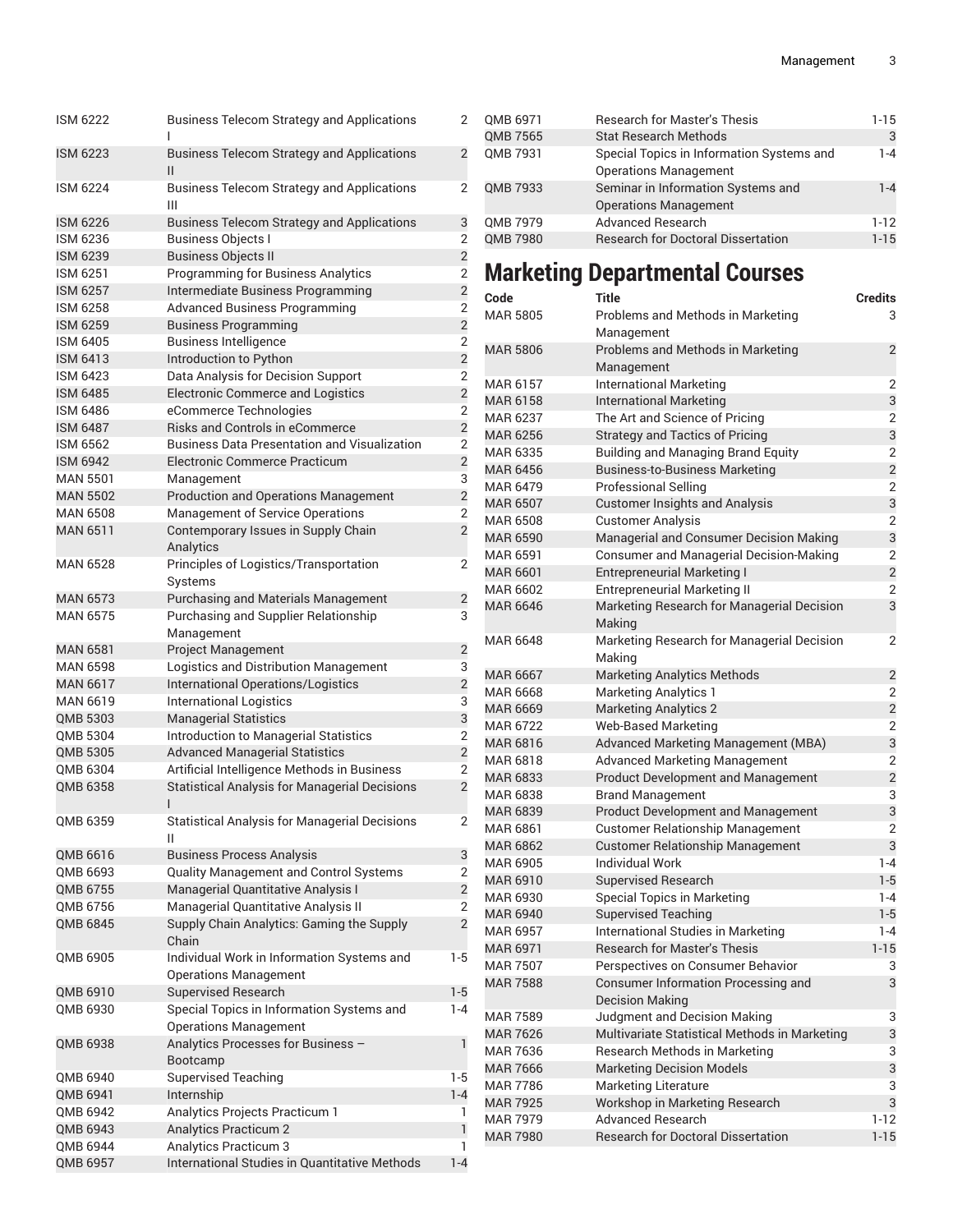| | | |
|---|---|---|
| ISM 6222 | Business Telecom Strategy and Applications I | 2 |
| ISM 6223 | Business Telecom Strategy and Applications II | 2 |
| ISM 6224 | Business Telecom Strategy and Applications III | 2 |
| ISM 6226 | Business Telecom Strategy and Applications | 3 |
| ISM 6236 | Business Objects I | 2 |
| ISM 6239 | Business Objects II | 2 |
| ISM 6251 | Programming for Business Analytics | 2 |
| ISM 6257 | Intermediate Business Programming | 2 |
| ISM 6258 | Advanced Business Programming | 2 |
| ISM 6259 | Business Programming | 2 |
| ISM 6405 | Business Intelligence | 2 |
| ISM 6413 | Introduction to Python | 2 |
| ISM 6423 | Data Analysis for Decision Support | 2 |
| ISM 6485 | Electronic Commerce and Logistics | 2 |
| ISM 6486 | eCommerce Technologies | 2 |
| ISM 6487 | Risks and Controls in eCommerce | 2 |
| ISM 6562 | Business Data Presentation and Visualization | 2 |
| ISM 6942 | Electronic Commerce Practicum | 2 |
| MAN 5501 | Management | 3 |
| MAN 5502 | Production and Operations Management | 2 |
| MAN 6508 | Management of Service Operations | 2 |
| MAN 6511 | Contemporary Issues in Supply Chain Analytics | 2 |
| MAN 6528 | Principles of Logistics/Transportation Systems | 2 |
| MAN 6573 | Purchasing and Materials Management | 2 |
| MAN 6575 | Purchasing and Supplier Relationship Management | 3 |
| MAN 6581 | Project Management | 2 |
| MAN 6598 | Logistics and Distribution Management | 3 |
| MAN 6617 | International Operations/Logistics | 2 |
| MAN 6619 | International Logistics | 3 |
| QMB 5303 | Managerial Statistics | 3 |
| QMB 5304 | Introduction to Managerial Statistics | 2 |
| QMB 5305 | Advanced Managerial Statistics | 2 |
| QMB 6304 | Artificial Intelligence Methods in Business | 2 |
| QMB 6358 | Statistical Analysis for Managerial Decisions I | 2 |
| QMB 6359 | Statistical Analysis for Managerial Decisions II | 2 |
| QMB 6616 | Business Process Analysis | 3 |
| QMB 6693 | Quality Management and Control Systems | 2 |
| QMB 6755 | Managerial Quantitative Analysis I | 2 |
| QMB 6756 | Managerial Quantitative Analysis II | 2 |
| QMB 6845 | Supply Chain Analytics: Gaming the Supply Chain | 2 |
| QMB 6905 | Individual Work in Information Systems and Operations Management | 1-5 |
| QMB 6910 | Supervised Research | 1-5 |
| QMB 6930 | Special Topics in Information Systems and Operations Management | 1-4 |
| QMB 6938 | Analytics Processes for Business – Bootcamp | 1 |
| QMB 6940 | Supervised Teaching | 1-5 |
| QMB 6941 | Internship | 1-4 |
| QMB 6942 | Analytics Projects Practicum 1 | 1 |
| QMB 6943 | Analytics Practicum 2 | 1 |
| QMB 6944 | Analytics Practicum 3 | 1 |
| QMB 6957 | International Studies in Quantitative Methods | 1-4 |
| QMB 6971 | Research for Master's Thesis | 1-15 |
| QMB 7565 | Stat Research Methods | 3 |
| QMB 7931 | Special Topics in Information Systems and Operations Management | 1-4 |
| QMB 7933 | Seminar in Information Systems and Operations Management | 1-4 |
| QMB 7979 | Advanced Research | 1-12 |
| QMB 7980 | Research for Doctoral Dissertation | 1-15 |

# Marketing Departmental Courses

| Code | Title | Credits |
|---|---|---|
| MAR 5805 | Problems and Methods in Marketing Management | 3 |
| MAR 5806 | Problems and Methods in Marketing Management | 2 |
| MAR 6157 | International Marketing | 2 |
| MAR 6158 | International Marketing | 3 |
| MAR 6237 | The Art and Science of Pricing | 2 |
| MAR 6256 | Strategy and Tactics of Pricing | 3 |
| MAR 6335 | Building and Managing Brand Equity | 2 |
| MAR 6456 | Business-to-Business Marketing | 2 |
| MAR 6479 | Professional Selling | 2 |
| MAR 6507 | Customer Insights and Analysis | 3 |
| MAR 6508 | Customer Analysis | 2 |
| MAR 6590 | Managerial and Consumer Decision Making | 3 |
| MAR 6591 | Consumer and Managerial Decision-Making | 2 |
| MAR 6601 | Entrepreneurial Marketing I | 2 |
| MAR 6602 | Entrepreneurial Marketing II | 2 |
| MAR 6646 | Marketing Research for Managerial Decision Making | 3 |
| MAR 6648 | Marketing Research for Managerial Decision Making | 2 |
| MAR 6667 | Marketing Analytics Methods | 2 |
| MAR 6668 | Marketing Analytics 1 | 2 |
| MAR 6669 | Marketing Analytics 2 | 2 |
| MAR 6722 | Web-Based Marketing | 2 |
| MAR 6816 | Advanced Marketing Management (MBA) | 3 |
| MAR 6818 | Advanced Marketing Management | 2 |
| MAR 6833 | Product Development and Management | 2 |
| MAR 6838 | Brand Management | 3 |
| MAR 6839 | Product Development and Management | 3 |
| MAR 6861 | Customer Relationship Management | 2 |
| MAR 6862 | Customer Relationship Management | 3 |
| MAR 6905 | Individual Work | 1-4 |
| MAR 6910 | Supervised Research | 1-5 |
| MAR 6930 | Special Topics in Marketing | 1-4 |
| MAR 6940 | Supervised Teaching | 1-5 |
| MAR 6957 | International Studies in Marketing | 1-4 |
| MAR 6971 | Research for Master's Thesis | 1-15 |
| MAR 7507 | Perspectives on Consumer Behavior | 3 |
| MAR 7588 | Consumer Information Processing and Decision Making | 3 |
| MAR 7589 | Judgment and Decision Making | 3 |
| MAR 7626 | Multivariate Statistical Methods in Marketing | 3 |
| MAR 7636 | Research Methods in Marketing | 3 |
| MAR 7666 | Marketing Decision Models | 3 |
| MAR 7786 | Marketing Literature | 3 |
| MAR 7925 | Workshop in Marketing Research | 3 |
| MAR 7979 | Advanced Research | 1-12 |
| MAR 7980 | Research for Doctoral Dissertation | 1-15 |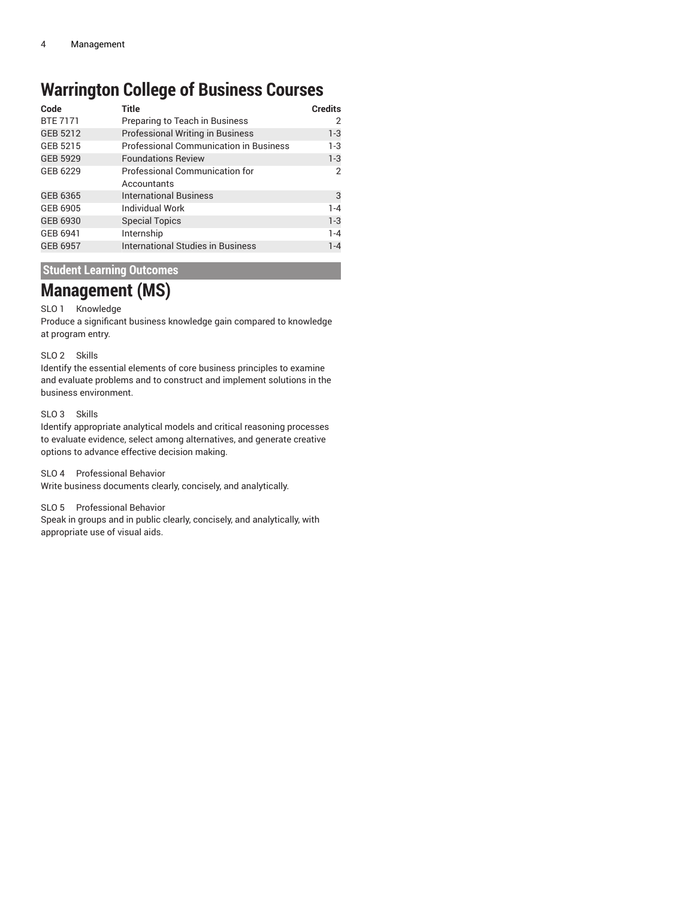## Warrington College of Business Courses

| Code | Title | Credits |
|---|---|---|
| BTE 7171 | Preparing to Teach in Business | 2 |
| GEB 5212 | Professional Writing in Business | 1-3 |
| GEB 5215 | Professional Communication in Business | 1-3 |
| GEB 5929 | Foundations Review | 1-3 |
| GEB 6229 | Professional Communication for Accountants | 2 |
| GEB 6365 | International Business | 3 |
| GEB 6905 | Individual Work | 1-4 |
| GEB 6930 | Special Topics | 1-3 |
| GEB 6941 | Internship | 1-4 |
| GEB 6957 | International Studies in Business | 1-4 |

### Student Learning Outcomes

## Management (MS)

SLO 1 Knowledge
Produce a significant business knowledge gain compared to knowledge at program entry.

SLO 2 Skills
Identify the essential elements of core business principles to examine and evaluate problems and to construct and implement solutions in the business environment.

SLO 3 Skills
Identify appropriate analytical models and critical reasoning processes to evaluate evidence, select among alternatives, and generate creative options to advance effective decision making.

SLO 4 Professional Behavior
Write business documents clearly, concisely, and analytically.

SLO 5 Professional Behavior
Speak in groups and in public clearly, concisely, and analytically, with appropriate use of visual aids.